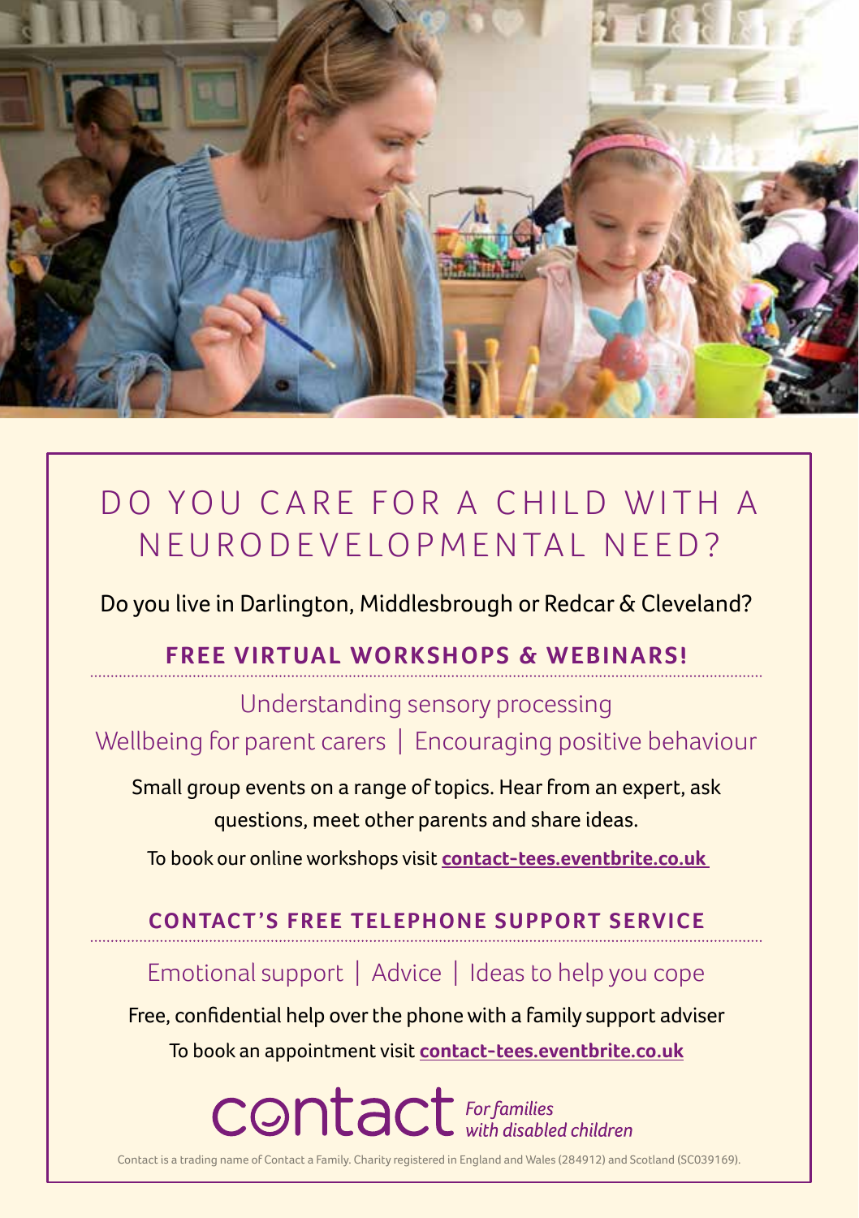# DO YOU CARE FOR A CHILD WITH A NEURODEVELOPMENTAL NEED?

Do you live in Darlington, Middlesbrough or Redcar & Cleveland?

## FREE VIRTUAL WORKSHOPS & WEBINARS!

Understanding sensory processing

Wellbeing for parent carers | Encouraging positive behaviour

Small group events on a range of topics. Hear from an expert, ask questions, meet other parents and share ideas.

To book our online workshops visit **contact-tees.eventbrite.co.uk**

## CONTACT'S FREE TELEPHONE SUPPORT SERVICE

Emotional support | Advice | Ideas to help you cope

Free, confidential help over the phone with a family support adviser

To book an appointment visit **contact-tees.eventbrite.co.uk**

contact *For families with disabled children*

Contact is a trading name of Contact a Family. Charity registered in England and Wales (284912) and Scotland (SC039169).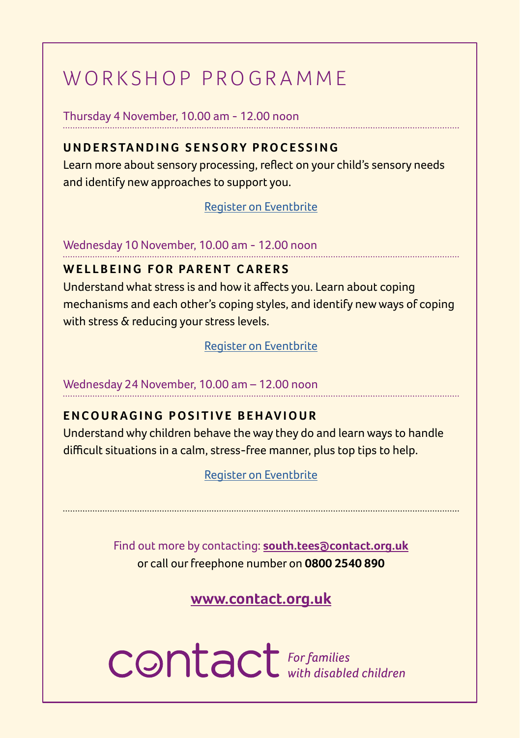# WORKSHOP PROGRAMME

Thursday 4 November, 10.00 am - 12.00 noon

### UNDERSTANDING SENSORY PROCESSING

Learn more about sensory processing, reflect on your child's sensory needs and identify new approaches to support you.

Register on Eventbrite

Wednesday 10 November, 10.00 am - 12.00 noon

### WELLBEING FOR PARENT CARERS

Understand what stress is and how it affects you. Learn about coping mechanisms and each other's coping styles, and identify new ways of coping with stress & reducing your stress levels.

Register on Eventbrite

Wednesday 24 November, 10.00 am – 12.00 noon

### ENCOURAGING POSITIVE BEHAVIOUR

Understand why children behave the way they do and learn ways to handle difficult situations in a calm, stress-free manner, plus top tips to help.

Register on Eventbrite

Find out more by contacting: **south.tees@contact.org.uk**
or call our freephone number on **0800 2540 890**

**www.contact.org.uk**

contact *For families with disabled children*